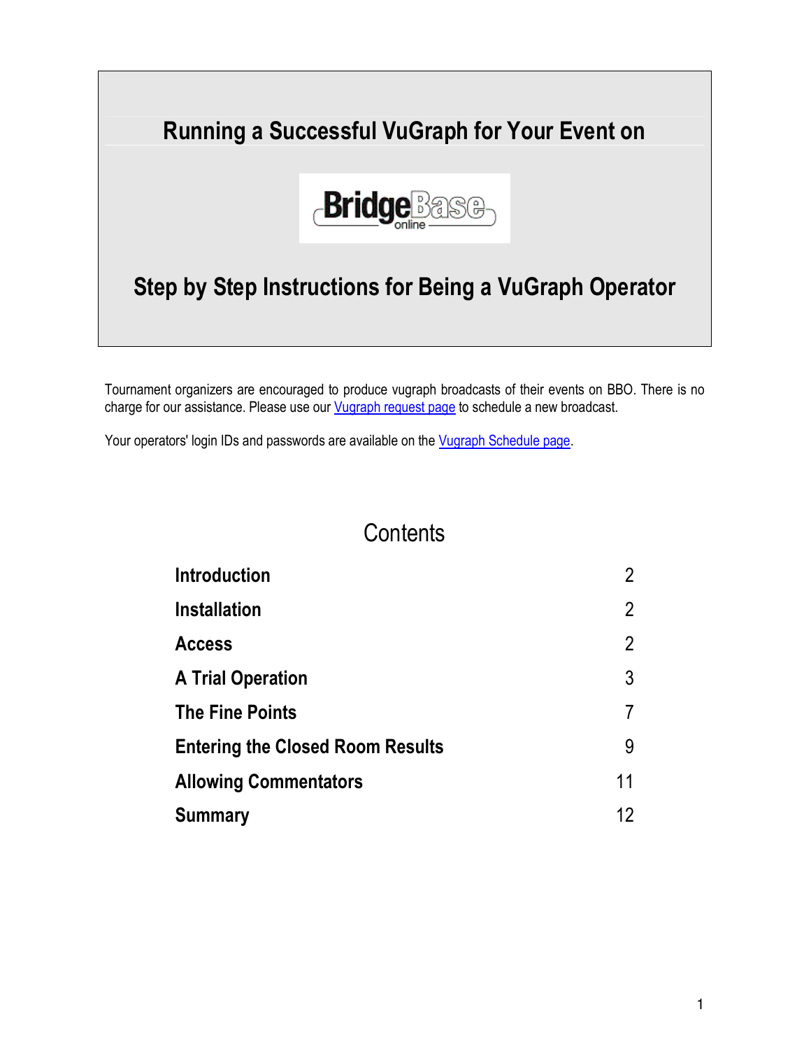# Running a Successful VuGraph for Your Event on

BridgeBase online

## Step by Step Instructions for Being a VuGraph Operator

Tournament organizers are encouraged to produce vugraph broadcasts of their events on BBO. There is no charge for our assistance. Please use our Vugraph request page to schedule a new broadcast.

Your operators' login IDs and passwords are available on the Vugraph Schedule page.

## Contents

| | |
|---|---|
| **Introduction** | 2 |
| **Installation** | 2 |
| **Access** | 2 |
| **A Trial Operation** | 3 |
| **The Fine Points** | 7 |
| **Entering the Closed Room Results** | 9 |
| **Allowing Commentators** | 11 |
| **Summary** | 12 |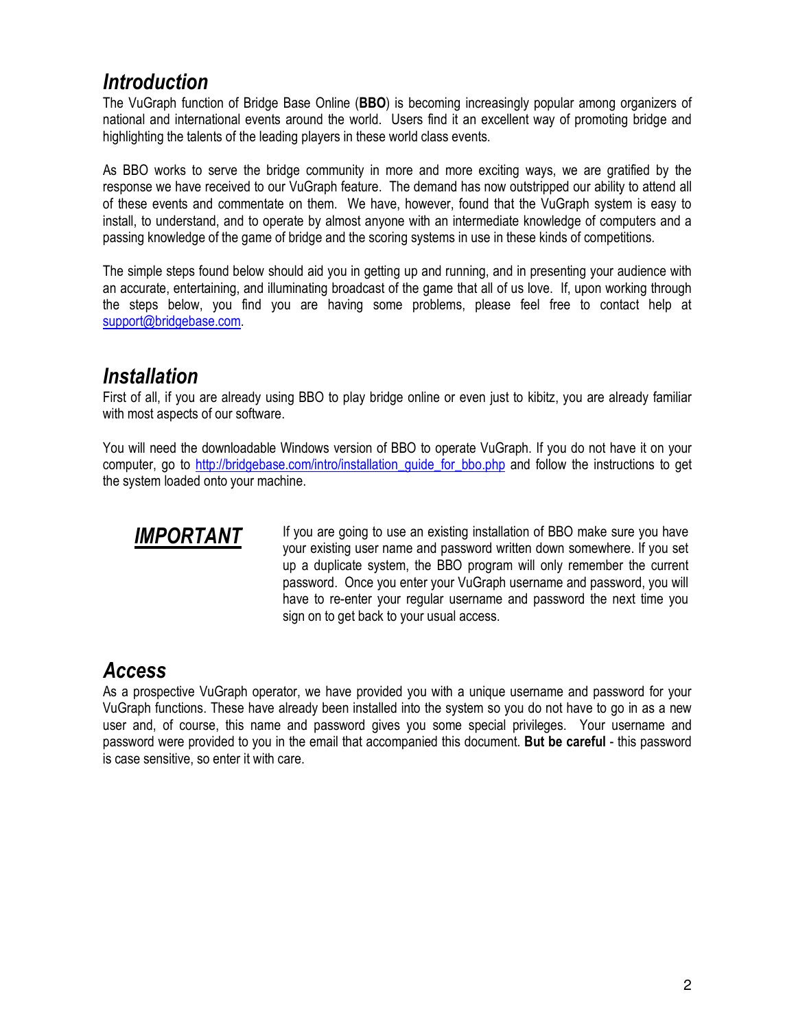## *Introduction*

The VuGraph function of Bridge Base Online (**BBO**) is becoming increasingly popular among organizers of national and international events around the world. Users find it an excellent way of promoting bridge and highlighting the talents of the leading players in these world class events.

As BBO works to serve the bridge community in more and more exciting ways, we are gratified by the response we have received to our VuGraph feature. The demand has now outstripped our ability to attend all of these events and commentate on them. We have, however, found that the VuGraph system is easy to install, to understand, and to operate by almost anyone with an intermediate knowledge of computers and a passing knowledge of the game of bridge and the scoring systems in use in these kinds of competitions.

The simple steps found below should aid you in getting up and running, and in presenting your audience with an accurate, entertaining, and illuminating broadcast of the game that all of us love. If, upon working through the steps below, you find you are having some problems, please feel free to contact help at support@bridgebase.com.

## *Installation*

First of all, if you are already using BBO to play bridge online or even just to kibitz, you are already familiar with most aspects of our software.

You will need the downloadable Windows version of BBO to operate VuGraph. If you do not have it on your computer, go to http://bridgebase.com/intro/installation_guide_for_bbo.php and follow the instructions to get the system loaded onto your machine.

***IMPORTANT***

If you are going to use an existing installation of BBO make sure you have your existing user name and password written down somewhere. If you set up a duplicate system, the BBO program will only remember the current password. Once you enter your VuGraph username and password, you will have to re-enter your regular username and password the next time you sign on to get back to your usual access.

## *Access*

As a prospective VuGraph operator, we have provided you with a unique username and password for your VuGraph functions. These have already been installed into the system so you do not have to go in as a new user and, of course, this name and password gives you some special privileges. Your username and password were provided to you in the email that accompanied this document. **But be careful** - this password is case sensitive, so enter it with care.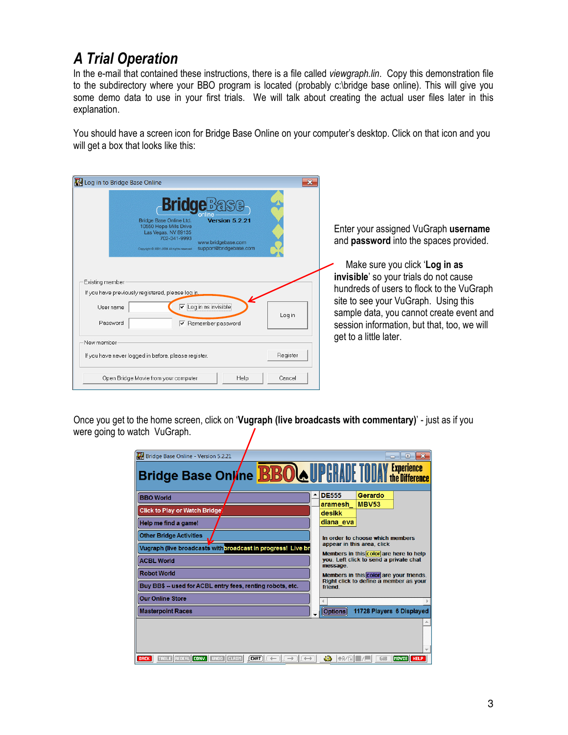## *A Trial Operation*

In the e-mail that contained these instructions, there is a file called *viewgraph.lin*. Copy this demonstration file to the subdirectory where your BBO program is located (probably c:\bridge base online). This will give you some demo data to use in your first trials. We will talk about creating the actual user files later in this explanation.

You should have a screen icon for Bridge Base Online on your computer's desktop. Click on that icon and you will get a box that looks like this:

Enter your assigned VuGraph **username** and **password** into the spaces provided.

Make sure you click '**Log in as invisible**' so your trials do not cause hundreds of users to flock to the VuGraph site to see your VuGraph. Using this sample data, you cannot create event and session information, but that, too, we will get to a little later.

Once you get to the home screen, click on '**Vugraph (live broadcasts with commentary)**' - just as if you were going to watch VuGraph.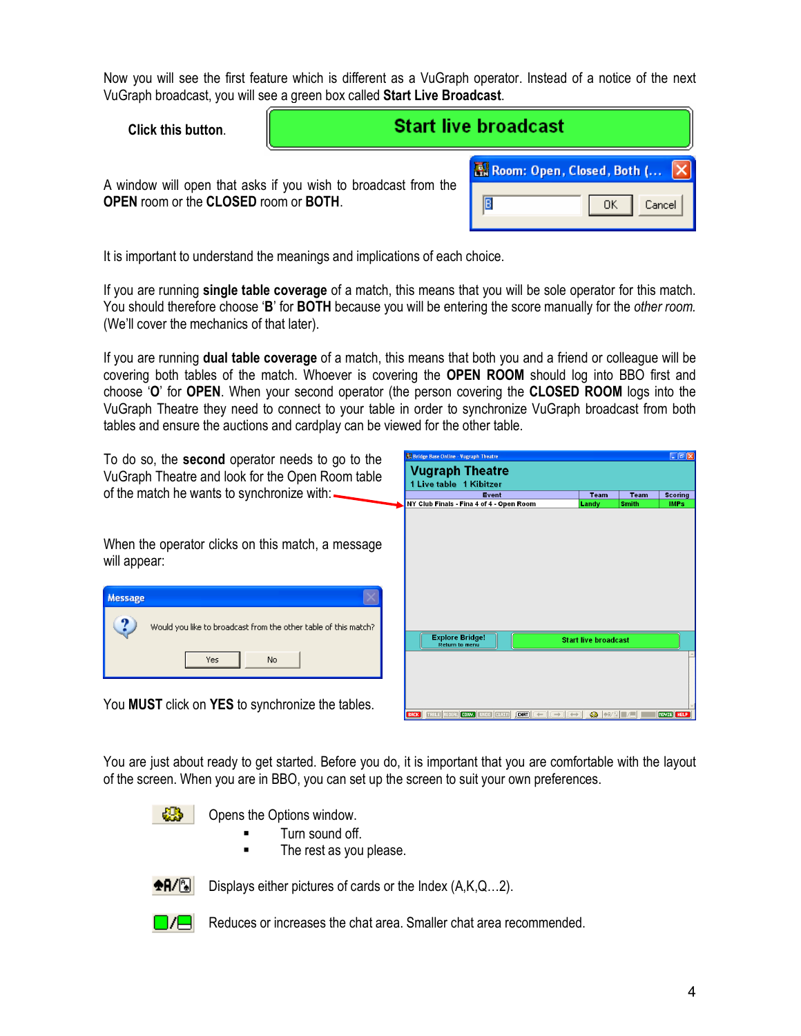Now you will see the first feature which is different as a VuGraph operator. Instead of a notice of the next VuGraph broadcast, you will see a green box called **Start Live Broadcast**.

**Click this button.**

A window will open that asks if you wish to broadcast from the **OPEN** room or the **CLOSED** room or **BOTH**.

It is important to understand the meanings and implications of each choice.

If you are running **single table coverage** of a match, this means that you will be sole operator for this match. You should therefore choose '**B**' for **BOTH** because you will be entering the score manually for the *other room.* (We'll cover the mechanics of that later).

If you are running **dual table coverage** of a match, this means that both you and a friend or colleague will be covering both tables of the match. Whoever is covering the **OPEN ROOM** should log into BBO first and choose '**O**' for **OPEN**. When your second operator (the person covering the **CLOSED ROOM** logs into the VuGraph Theatre they need to connect to your table in order to synchronize VuGraph broadcast from both tables and ensure the auctions and cardplay can be viewed for the other table.

To do so, the **second** operator needs to go to the VuGraph Theatre and look for the Open Room table of the match he wants to synchronize with:

When the operator clicks on this match, a message will appear:

You **MUST** click on **YES** to synchronize the tables.

You are just about ready to get started. Before you do, it is important that you are comfortable with the layout of the screen. When you are in BBO, you can set up the screen to suit your own preferences.

Opens the Options window.

- Turn sound off.
- The rest as you please.

Displays either pictures of cards or the Index (A,K,Q…2).

Reduces or increases the chat area. Smaller chat area recommended.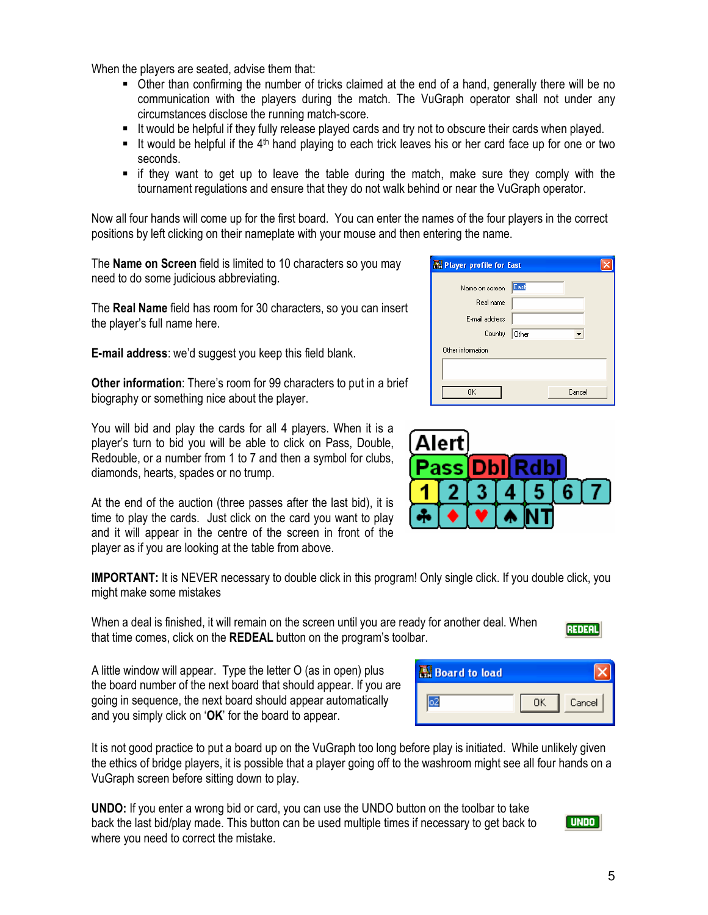When the players are seated, advise them that:

- Other than confirming the number of tricks claimed at the end of a hand, generally there will be no communication with the players during the match. The VuGraph operator shall not under any circumstances disclose the running match-score.
- It would be helpful if they fully release played cards and try not to obscure their cards when played.
- It would be helpful if the 4th hand playing to each trick leaves his or her card face up for one or two seconds.
- if they want to get up to leave the table during the match, make sure they comply with the tournament regulations and ensure that they do not walk behind or near the VuGraph operator.

Now all four hands will come up for the first board. You can enter the names of the four players in the correct positions by left clicking on their nameplate with your mouse and then entering the name.

The **Name on Screen** field is limited to 10 characters so you may need to do some judicious abbreviating.

The **Real Name** field has room for 30 characters, so you can insert the player's full name here.

**E-mail address**: we'd suggest you keep this field blank.

**Other information**: There's room for 99 characters to put in a brief biography or something nice about the player.

You will bid and play the cards for all 4 players. When it is a player's turn to bid you will be able to click on Pass, Double, Redouble, or a number from 1 to 7 and then a symbol for clubs, diamonds, hearts, spades or no trump.

At the end of the auction (three passes after the last bid), it is time to play the cards. Just click on the card you want to play and it will appear in the centre of the screen in front of the player as if you are looking at the table from above.

**IMPORTANT:** It is NEVER necessary to double click in this program! Only single click. If you double click, you might make some mistakes

When a deal is finished, it will remain on the screen until you are ready for another deal. When that time comes, click on the **REDEAL** button on the program's toolbar.

A little window will appear. Type the letter O (as in open) plus the board number of the next board that should appear. If you are going in sequence, the next board should appear automatically and you simply click on '**OK**' for the board to appear.

It is not good practice to put a board up on the VuGraph too long before play is initiated. While unlikely given the ethics of bridge players, it is possible that a player going off to the washroom might see all four hands on a VuGraph screen before sitting down to play.

**UNDO:** If you enter a wrong bid or card, you can use the UNDO button on the toolbar to take back the last bid/play made. This button can be used multiple times if necessary to get back to where you need to correct the mistake.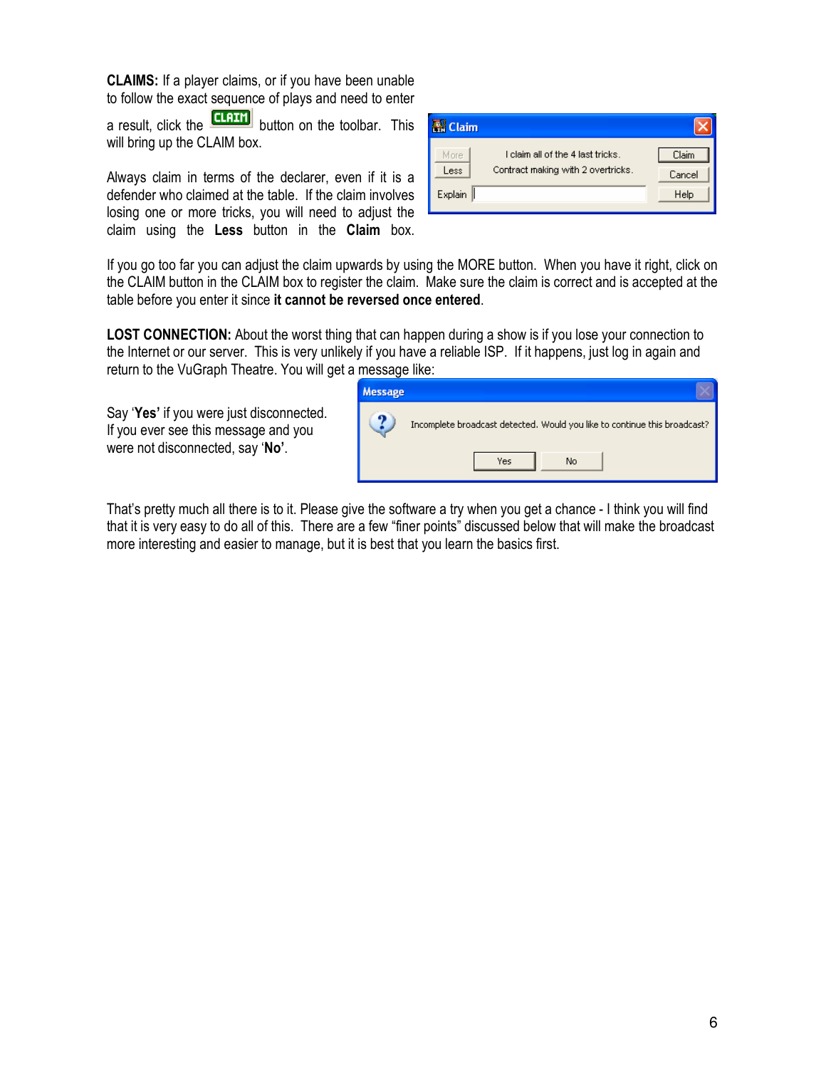**CLAIMS:** If a player claims, or if you have been unable to follow the exact sequence of plays and need to enter a result, click the CLAIM button on the toolbar. This will bring up the CLAIM box.

Always claim in terms of the declarer, even if it is a defender who claimed at the table. If the claim involves losing one or more tricks, you will need to adjust the claim using the **Less** button in the **Claim** box.

If you go too far you can adjust the claim upwards by using the MORE button. When you have it right, click on the CLAIM button in the CLAIM box to register the claim. Make sure the claim is correct and is accepted at the table before you enter it since **it cannot be reversed once entered**.

**LOST CONNECTION:** About the worst thing that can happen during a show is if you lose your connection to the Internet or our server. This is very unlikely if you have a reliable ISP. If it happens, just log in again and return to the VuGraph Theatre. You will get a message like:

Say '**Yes'** if you were just disconnected. If you ever see this message and you were not disconnected, say '**No**'.

That's pretty much all there is to it. Please give the software a try when you get a chance - I think you will find that it is very easy to do all of this. There are a few "finer points" discussed below that will make the broadcast more interesting and easier to manage, but it is best that you learn the basics first.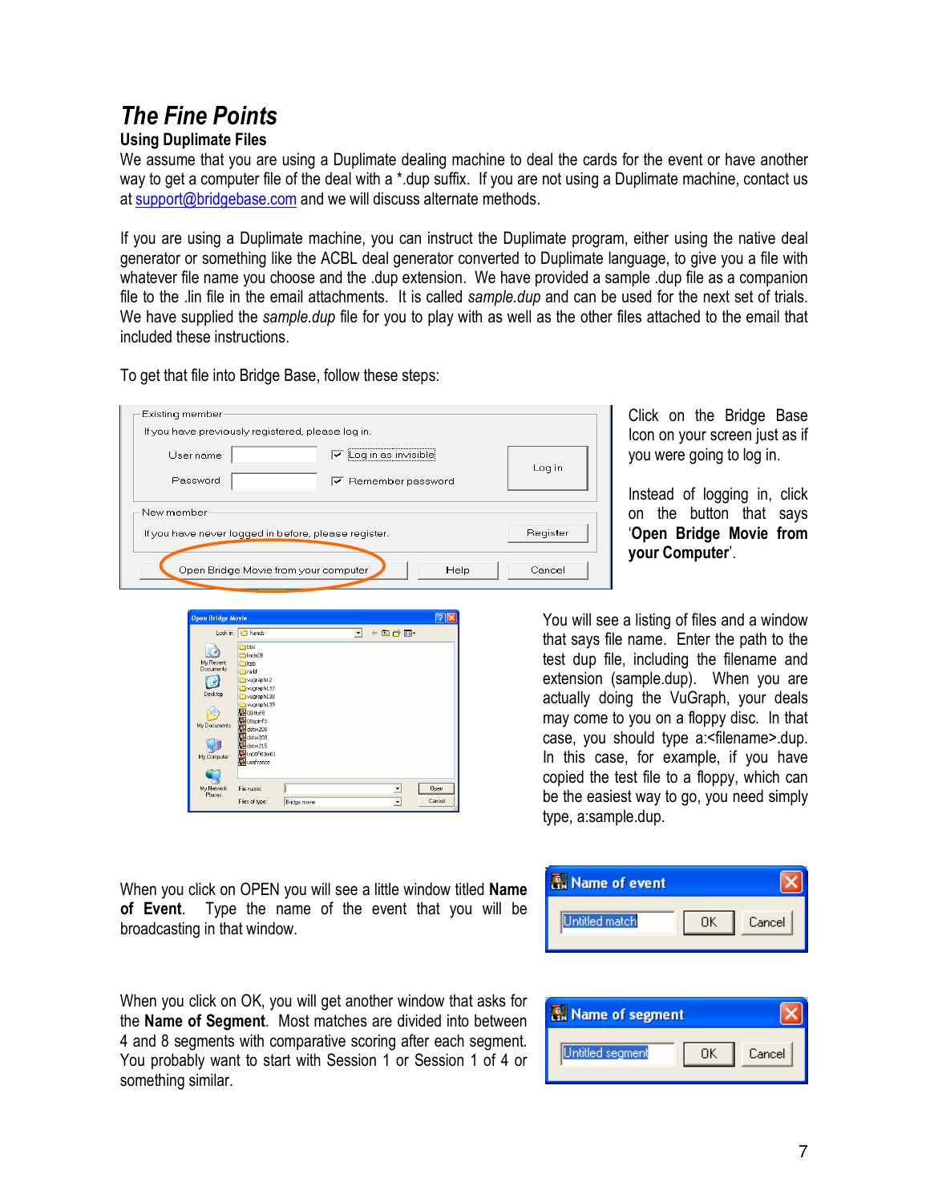# *The Fine Points*

**Using Duplimate Files**

We assume that you are using a Duplimate dealing machine to deal the cards for the event or have another way to get a computer file of the deal with a *.dup suffix. If you are not using a Duplimate machine, contact us at support@bridgebase.com and we will discuss alternate methods.

If you are using a Duplimate machine, you can instruct the Duplimate program, either using the native deal generator or something like the ACBL deal generator converted to Duplimate language, to give you a file with whatever file name you choose and the .dup extension. We have provided a sample .dup file as a companion file to the .lin file in the email attachments. It is called *sample.dup* and can be used for the next set of trials. We have supplied the *sample.dup* file for you to play with as well as the other files attached to the email that included these instructions.

To get that file into Bridge Base, follow these steps:

Click on the Bridge Base Icon on your screen just as if you were going to log in.

Instead of logging in, click on the button that says '**Open Bridge Movie from your Computer**'.

You will see a listing of files and a window that says file name. Enter the path to the test dup file, including the filename and extension (sample.dup). When you are actually doing the VuGraph, your deals may come to you on a floppy disc. In that case, you should type a:<filename>.dup. In this case, for example, if you have copied the test file to a floppy, which can be the easiest way to go, you need simply type, a:sample.dup.

When you click on OPEN you will see a little window titled **Name of Event**. Type the name of the event that you will be broadcasting in that window.

When you click on OK, you will get another window that asks for the **Name of Segment**. Most matches are divided into between 4 and 8 segments with comparative scoring after each segment. You probably want to start with Session 1 or Session 1 of 4 or something similar.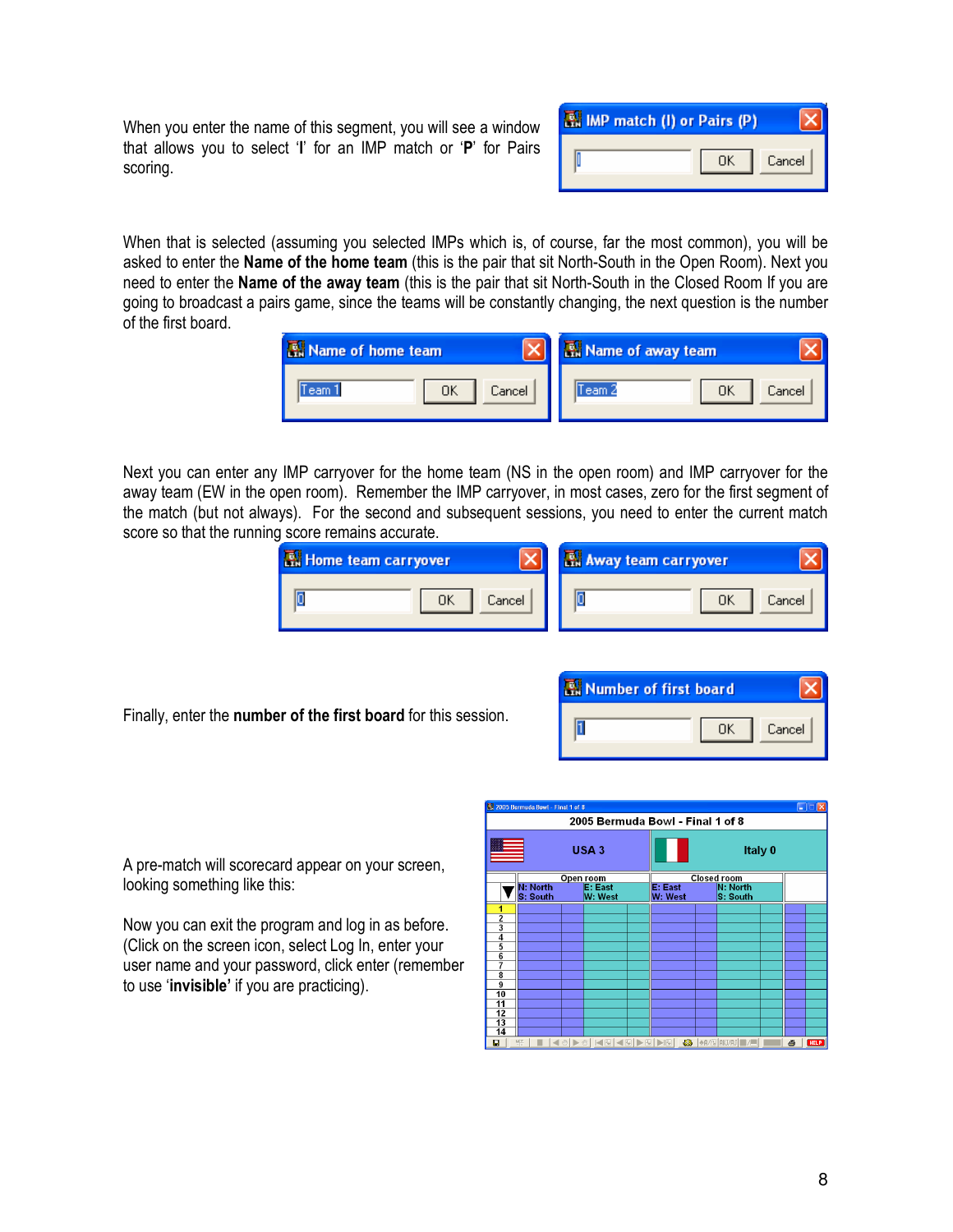When you enter the name of this segment, you will see a window that allows you to select '**I**' for an IMP match or '**P**' for Pairs scoring.

When that is selected (assuming you selected IMPs which is, of course, far the most common), you will be asked to enter the **Name of the home team** (this is the pair that sit North-South in the Open Room). Next you need to enter the **Name of the away team** (this is the pair that sit North-South in the Closed Room If you are going to broadcast a pairs game, since the teams will be constantly changing, the next question is the number of the first board.

Next you can enter any IMP carryover for the home team (NS in the open room) and IMP carryover for the away team (EW in the open room). Remember the IMP carryover, in most cases, zero for the first segment of the match (but not always). For the second and subsequent sessions, you need to enter the current match score so that the running score remains accurate.

Finally, enter the **number of the first board** for this session.

A pre-match will scorecard appear on your screen, looking something like this:

Now you can exit the program and log in as before. (Click on the screen icon, select Log In, enter your user name and your password, click enter (remember to use '**invisible**' if you are practicing).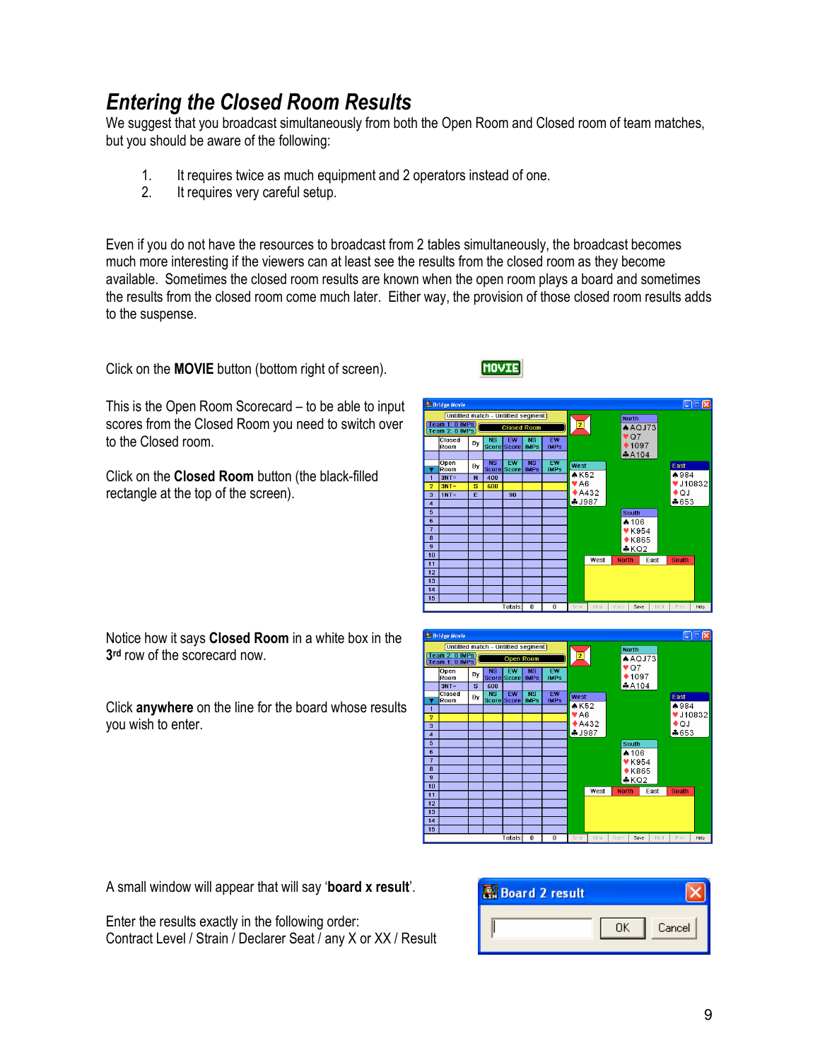## *Entering the Closed Room Results*

We suggest that you broadcast simultaneously from both the Open Room and Closed room of team matches, but you should be aware of the following:

1. It requires twice as much equipment and 2 operators instead of one.
2. It requires very careful setup.

Even if you do not have the resources to broadcast from 2 tables simultaneously, the broadcast becomes much more interesting if the viewers can at least see the results from the closed room as they become available. Sometimes the closed room results are known when the open room plays a board and sometimes the results from the closed room come much later. Either way, the provision of those closed room results adds to the suspense.

Click on the **MOVIE** button (bottom right of screen).

This is the Open Room Scorecard – to be able to input scores from the Closed Room you need to switch over to the Closed room.

Click on the **Closed Room** button (the black-filled rectangle at the top of the screen).

Notice how it says **Closed Room** in a white box in the 3rd row of the scorecard now.

Click **anywhere** on the line for the board whose results you wish to enter.

A small window will appear that will say '**board x result**'.

Enter the results exactly in the following order:
Contract Level / Strain / Declarer Seat / any X or XX / Result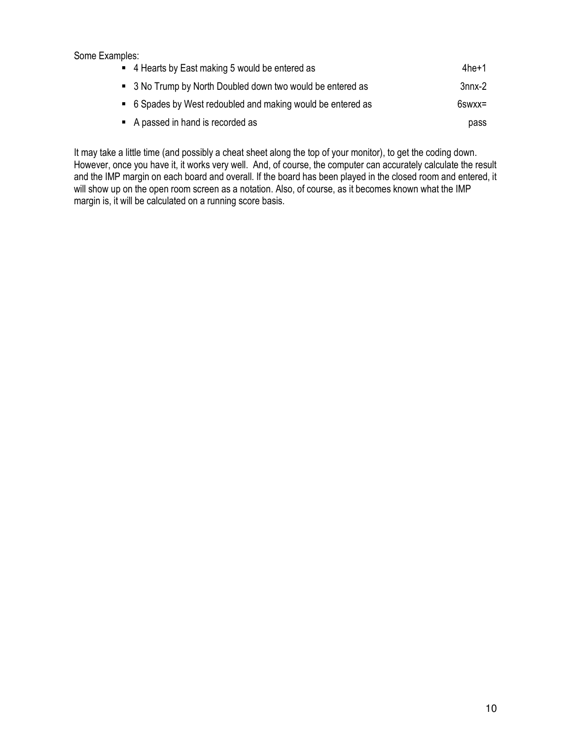Some Examples:

- 4 Hearts by East making 5 would be entered as 4he+1
- 3 No Trump by North Doubled down two would be entered as 3nnx-2
- 6 Spades by West redoubled and making would be entered as 6swxx=
- A passed in hand is recorded as pass

It may take a little time (and possibly a cheat sheet along the top of your monitor), to get the coding down. However, once you have it, it works very well. And, of course, the computer can accurately calculate the result and the IMP margin on each board and overall. If the board has been played in the closed room and entered, it will show up on the open room screen as a notation. Also, of course, as it becomes known what the IMP margin is, it will be calculated on a running score basis.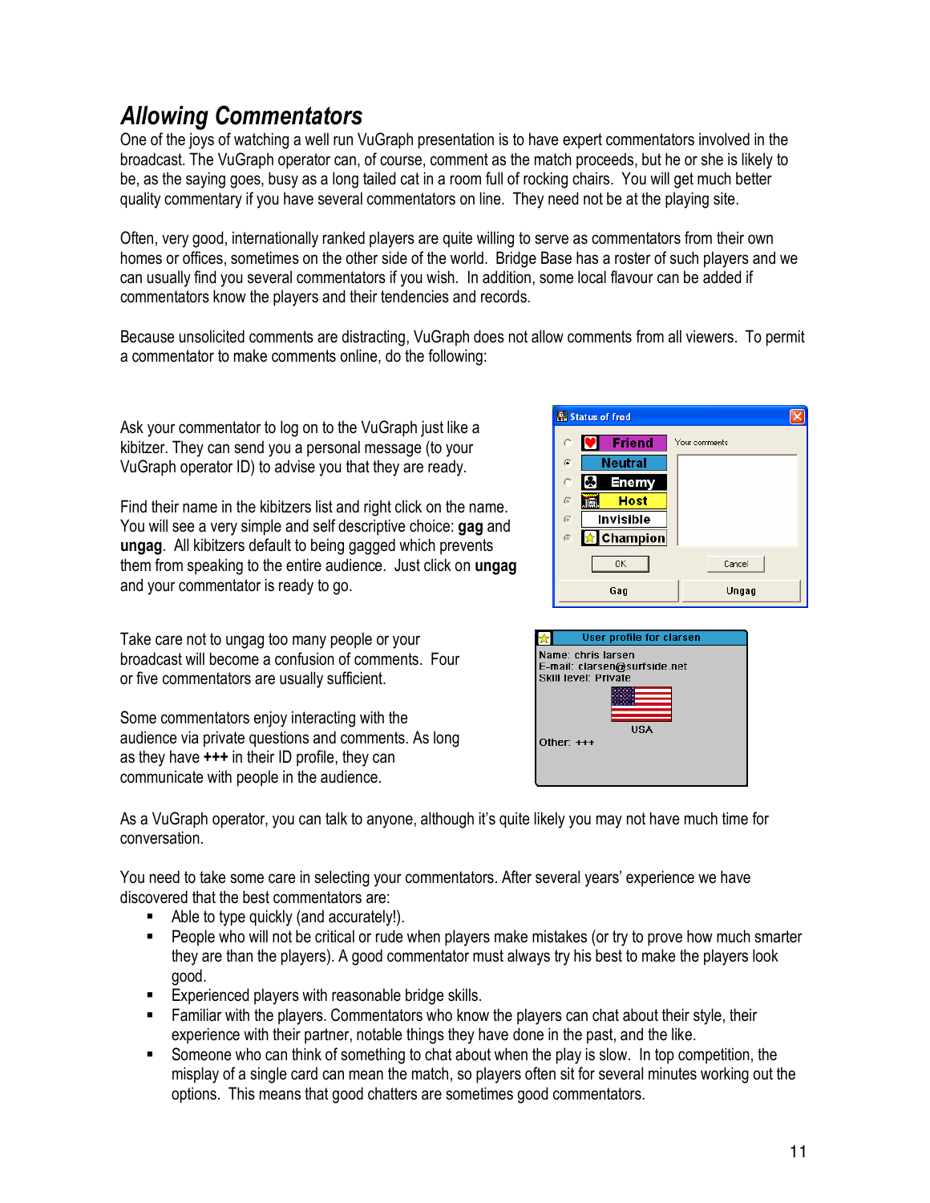## *Allowing Commentators*

One of the joys of watching a well run VuGraph presentation is to have expert commentators involved in the broadcast. The VuGraph operator can, of course, comment as the match proceeds, but he or she is likely to be, as the saying goes, busy as a long tailed cat in a room full of rocking chairs. You will get much better quality commentary if you have several commentators on line. They need not be at the playing site.

Often, very good, internationally ranked players are quite willing to serve as commentators from their own homes or offices, sometimes on the other side of the world. Bridge Base has a roster of such players and we can usually find you several commentators if you wish. In addition, some local flavour can be added if commentators know the players and their tendencies and records.

Because unsolicited comments are distracting, VuGraph does not allow comments from all viewers. To permit a commentator to make comments online, do the following:

Ask your commentator to log on to the VuGraph just like a kibitzer. They can send you a personal message (to your VuGraph operator ID) to advise you that they are ready.

Find their name in the kibitzers list and right click on the name. You will see a very simple and self descriptive choice: **gag** and **ungag**. All kibitzers default to being gagged which prevents them from speaking to the entire audience. Just click on **ungag** and your commentator is ready to go.

Take care not to ungag too many people or your broadcast will become a confusion of comments. Four or five commentators are usually sufficient.

Some commentators enjoy interacting with the audience via private questions and comments. As long as they have **+++** in their ID profile, they can communicate with people in the audience.

As a VuGraph operator, you can talk to anyone, although it's quite likely you may not have much time for conversation.

You need to take some care in selecting your commentators. After several years' experience we have discovered that the best commentators are:

- Able to type quickly (and accurately!).
- People who will not be critical or rude when players make mistakes (or try to prove how much smarter they are than the players). A good commentator must always try his best to make the players look good.
- Experienced players with reasonable bridge skills.
- Familiar with the players. Commentators who know the players can chat about their style, their experience with their partner, notable things they have done in the past, and the like.
- Someone who can think of something to chat about when the play is slow. In top competition, the misplay of a single card can mean the match, so players often sit for several minutes working out the options. This means that good chatters are sometimes good commentators.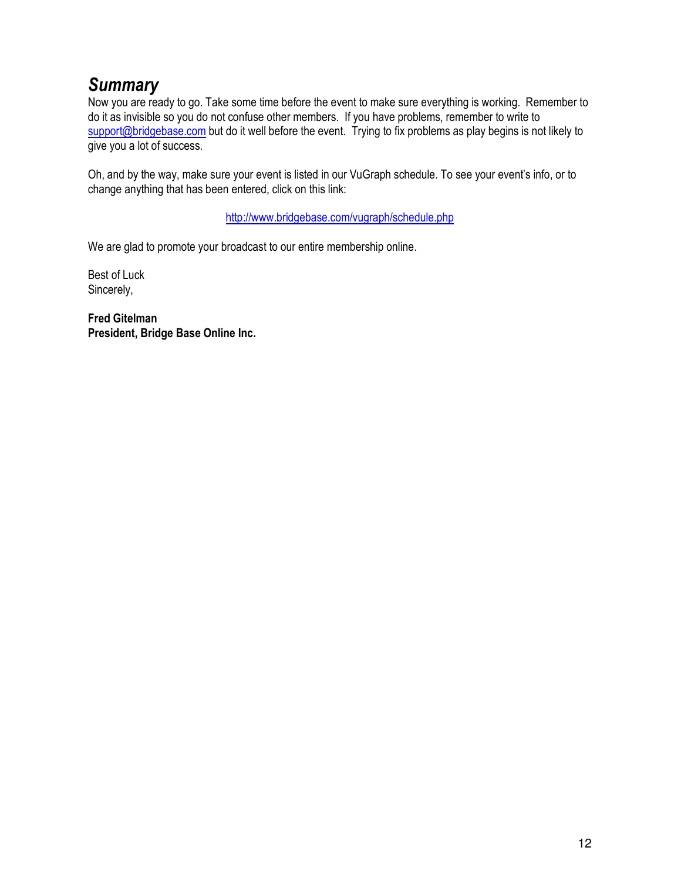## *Summary*

Now you are ready to go. Take some time before the event to make sure everything is working. Remember to do it as invisible so you do not confuse other members. If you have problems, remember to write to support@bridgebase.com but do it well before the event. Trying to fix problems as play begins is not likely to give you a lot of success.

Oh, and by the way, make sure your event is listed in our VuGraph schedule. To see your event's info, or to change anything that has been entered, click on this link:

http://www.bridgebase.com/vugraph/schedule.php

We are glad to promote your broadcast to our entire membership online.

Best of Luck
Sincerely,

**Fred Gitelman**
**President, Bridge Base Online Inc.**